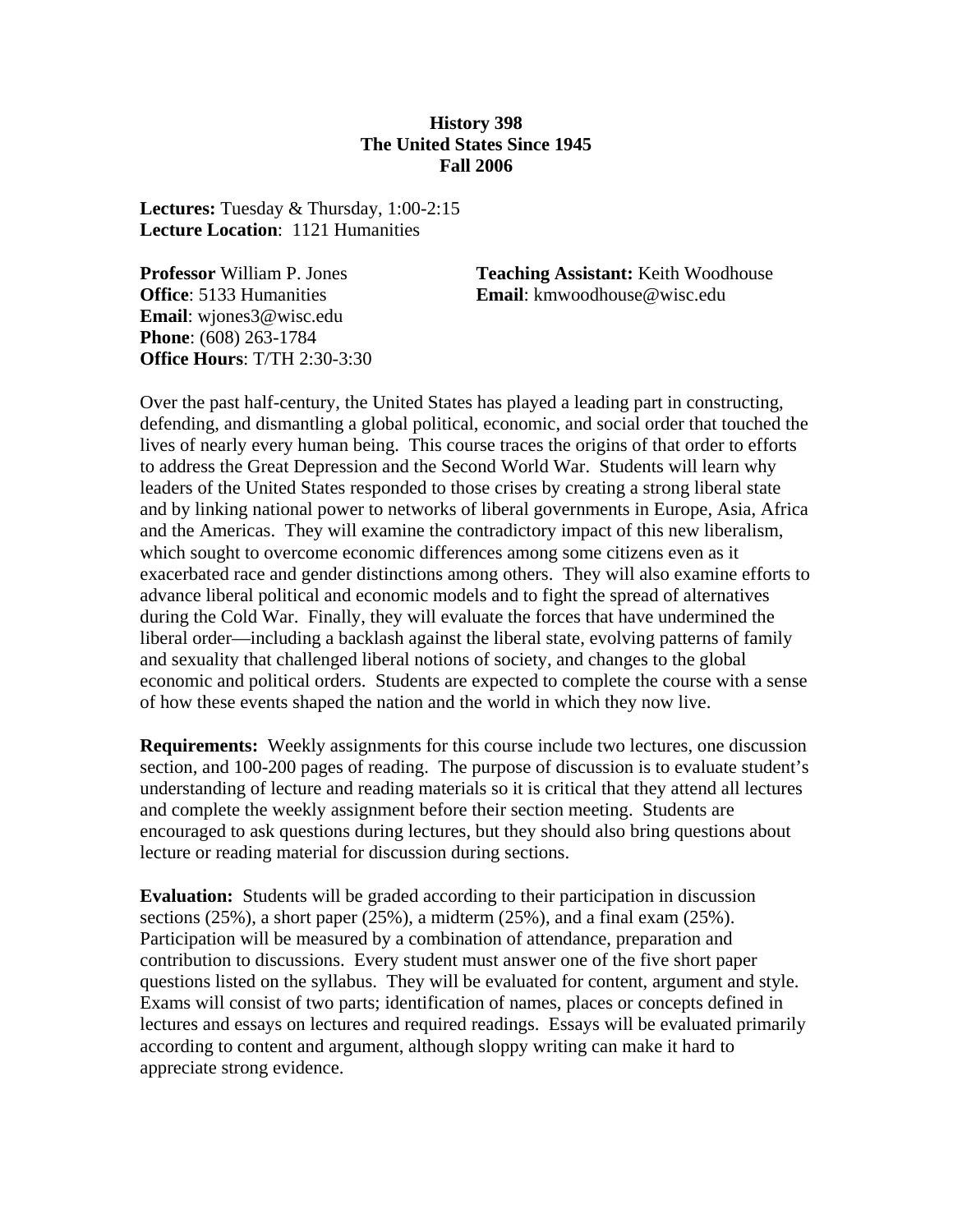# History 398
## The United States Since 1945
### Fall 2006

**Lectures:** Tuesday & Thursday, 1:00-2:15
**Lecture Location**: 1121 Humanities

**Professor** William P. Jones
**Office**: 5133 Humanities
**Email**: wjones3@wisc.edu
**Phone**: (608) 263-1784
**Office Hours**: T/TH 2:30-3:30

**Teaching Assistant:** Keith Woodhouse
**Email**: kmwoodhouse@wisc.edu

Over the past half-century, the United States has played a leading part in constructing, defending, and dismantling a global political, economic, and social order that touched the lives of nearly every human being. This course traces the origins of that order to efforts to address the Great Depression and the Second World War. Students will learn why leaders of the United States responded to those crises by creating a strong liberal state and by linking national power to networks of liberal governments in Europe, Asia, Africa and the Americas. They will examine the contradictory impact of this new liberalism, which sought to overcome economic differences among some citizens even as it exacerbated race and gender distinctions among others. They will also examine efforts to advance liberal political and economic models and to fight the spread of alternatives during the Cold War. Finally, they will evaluate the forces that have undermined the liberal order—including a backlash against the liberal state, evolving patterns of family and sexuality that challenged liberal notions of society, and changes to the global economic and political orders. Students are expected to complete the course with a sense of how these events shaped the nation and the world in which they now live.

**Requirements:** Weekly assignments for this course include two lectures, one discussion section, and 100-200 pages of reading. The purpose of discussion is to evaluate student's understanding of lecture and reading materials so it is critical that they attend all lectures and complete the weekly assignment before their section meeting. Students are encouraged to ask questions during lectures, but they should also bring questions about lecture or reading material for discussion during sections.

**Evaluation:** Students will be graded according to their participation in discussion sections (25%), a short paper (25%), a midterm (25%), and a final exam (25%). Participation will be measured by a combination of attendance, preparation and contribution to discussions. Every student must answer one of the five short paper questions listed on the syllabus. They will be evaluated for content, argument and style. Exams will consist of two parts; identification of names, places or concepts defined in lectures and essays on lectures and required readings. Essays will be evaluated primarily according to content and argument, although sloppy writing can make it hard to appreciate strong evidence.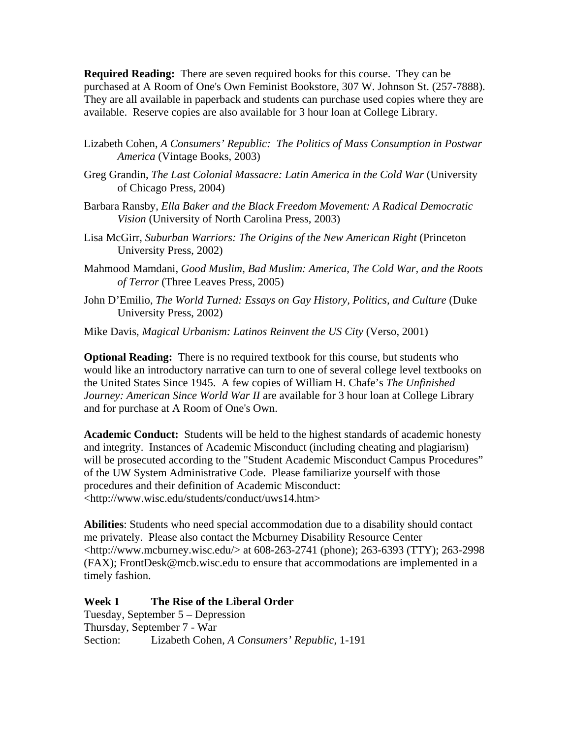**Required Reading:** There are seven required books for this course. They can be purchased at A Room of One's Own Feminist Bookstore, 307 W. Johnson St. (257-7888). They are all available in paperback and students can purchase used copies where they are available. Reserve copies are also available for 3 hour loan at College Library.

Lizabeth Cohen, *A Consumers' Republic: The Politics of Mass Consumption in Postwar America* (Vintage Books, 2003)

Greg Grandin, *The Last Colonial Massacre: Latin America in the Cold War* (University of Chicago Press, 2004)

Barbara Ransby, *Ella Baker and the Black Freedom Movement: A Radical Democratic Vision* (University of North Carolina Press, 2003)

Lisa McGirr, *Suburban Warriors: The Origins of the New American Right* (Princeton University Press, 2002)

Mahmood Mamdani, *Good Muslim, Bad Muslim: America, The Cold War, and the Roots of Terror* (Three Leaves Press, 2005)

John D'Emilio, *The World Turned: Essays on Gay History, Politics, and Culture* (Duke University Press, 2002)

Mike Davis, *Magical Urbanism: Latinos Reinvent the US City* (Verso, 2001)

**Optional Reading:** There is no required textbook for this course, but students who would like an introductory narrative can turn to one of several college level textbooks on the United States Since 1945. A few copies of William H. Chafe's *The Unfinished Journey: American Since World War II* are available for 3 hour loan at College Library and for purchase at A Room of One's Own.

**Academic Conduct:** Students will be held to the highest standards of academic honesty and integrity. Instances of Academic Misconduct (including cheating and plagiarism) will be prosecuted according to the "Student Academic Misconduct Campus Procedures" of the UW System Administrative Code. Please familiarize yourself with those procedures and their definition of Academic Misconduct: <http://www.wisc.edu/students/conduct/uws14.htm>

**Abilities**: Students who need special accommodation due to a disability should contact me privately. Please also contact the Mcburney Disability Resource Center <http://www.mcburney.wisc.edu/> at 608-263-2741 (phone); 263-6393 (TTY); 263-2998 (FAX); FrontDesk@mcb.wisc.edu to ensure that accommodations are implemented in a timely fashion.

**Week 1 The Rise of the Liberal Order**

Tuesday, September 5 – Depression
Thursday, September 7 - War
Section: Lizabeth Cohen, *A Consumers' Republic*, 1-191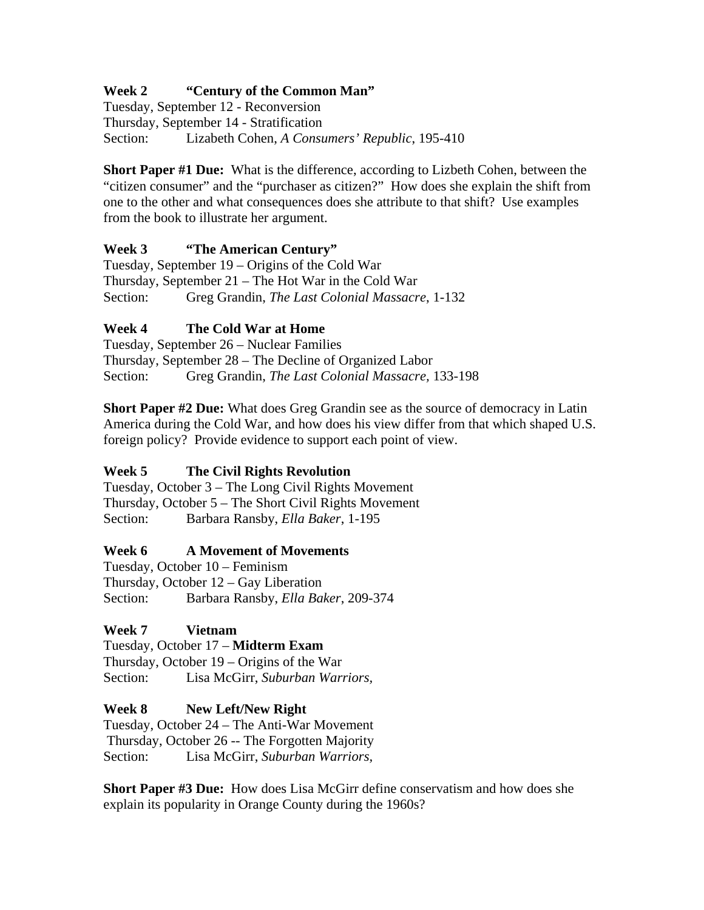**Week 2 “Century of the Common Man”**
Tuesday, September 12 - Reconversion
Thursday, September 14 - Stratification
Section: Lizabeth Cohen, *A Consumers’ Republic*, 195-410

**Short Paper #1 Due:** What is the difference, according to Lizbeth Cohen, between the “citizen consumer” and the “purchaser as citizen?” How does she explain the shift from one to the other and what consequences does she attribute to that shift? Use examples from the book to illustrate her argument.

**Week 3 “The American Century”**
Tuesday, September 19 – Origins of the Cold War
Thursday, September 21 – The Hot War in the Cold War
Section: Greg Grandin, *The Last Colonial Massacre*, 1-132

**Week 4 The Cold War at Home**
Tuesday, September 26 – Nuclear Families
Thursday, September 28 – The Decline of Organized Labor
Section: Greg Grandin, *The Last Colonial Massacre*, 133-198

**Short Paper #2 Due:** What does Greg Grandin see as the source of democracy in Latin America during the Cold War, and how does his view differ from that which shaped U.S. foreign policy? Provide evidence to support each point of view.

**Week 5 The Civil Rights Revolution**
Tuesday, October 3 – The Long Civil Rights Movement
Thursday, October 5 – The Short Civil Rights Movement
Section: Barbara Ransby, *Ella Baker*, 1-195

**Week 6 A Movement of Movements**
Tuesday, October 10 – Feminism
Thursday, October 12 – Gay Liberation
Section: Barbara Ransby, *Ella Baker*, 209-374

**Week 7 Vietnam**
Tuesday, October 17 – **Midterm Exam**
Thursday, October 19 – Origins of the War
Section: Lisa McGirr, *Suburban Warriors,*

**Week 8 New Left/New Right**
Tuesday, October 24 – The Anti-War Movement
Thursday, October 26 -- The Forgotten Majority
Section: Lisa McGirr, *Suburban Warriors,*

**Short Paper #3 Due:** How does Lisa McGirr define conservatism and how does she explain its popularity in Orange County during the 1960s?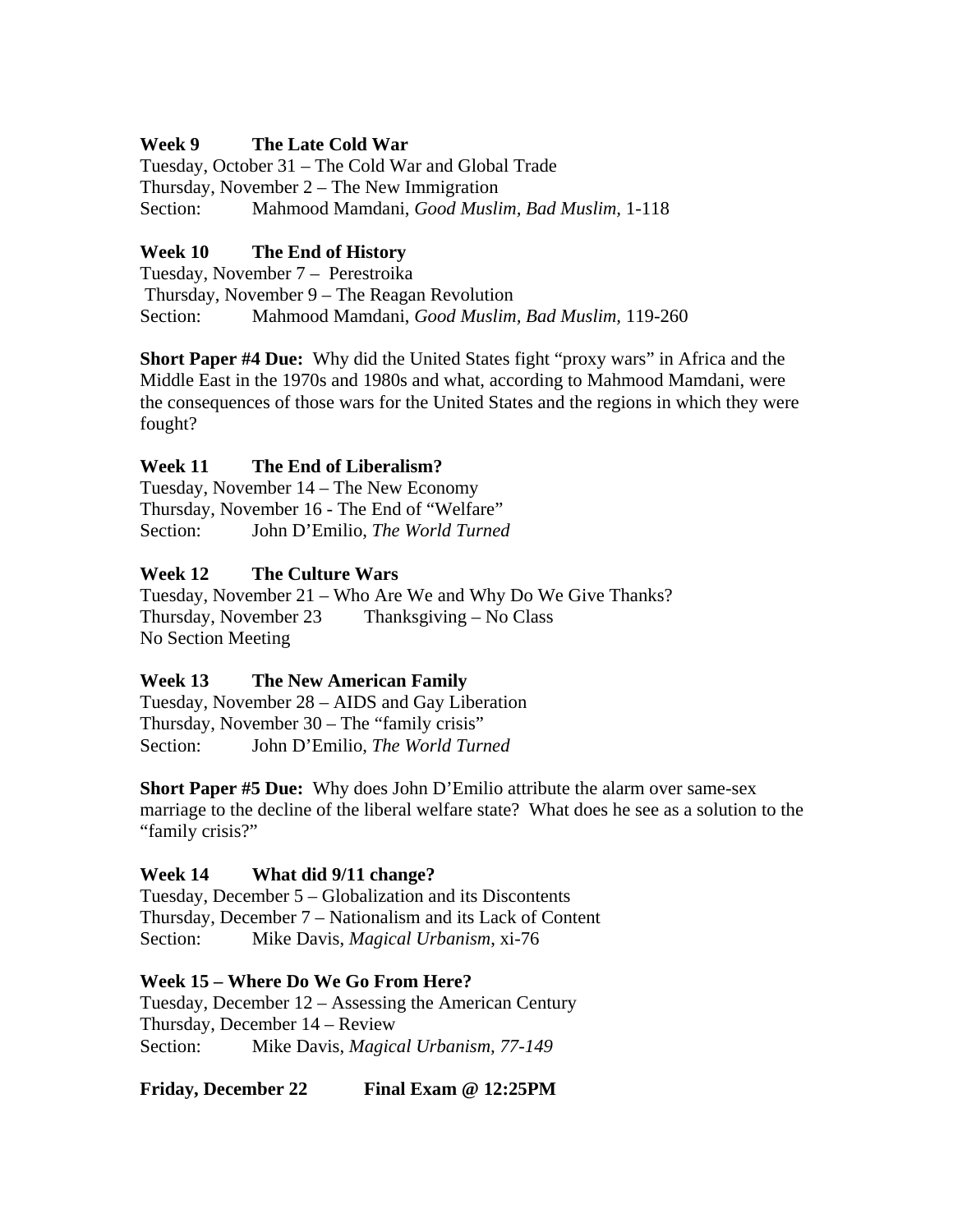**Week 9  The Late Cold War**

Tuesday, October 31 – The Cold War and Global Trade
Thursday, November 2 – The New Immigration
Section:  Mahmood Mamdani, *Good Muslim, Bad Muslim,* 1-118

**Week 10  The End of History**

Tuesday, November 7 – Perestroika
Thursday, November 9 – The Reagan Revolution
Section:  Mahmood Mamdani, *Good Muslim, Bad Muslim,* 119-260

**Short Paper #4 Due:** Why did the United States fight "proxy wars" in Africa and the Middle East in the 1970s and 1980s and what, according to Mahmood Mamdani, were the consequences of those wars for the United States and the regions in which they were fought?

**Week 11  The End of Liberalism?**

Tuesday, November 14 – The New Economy
Thursday, November 16 - The End of "Welfare"
Section:  John D'Emilio, *The World Turned*

**Week 12  The Culture Wars**

Tuesday, November 21 – Who Are We and Why Do We Give Thanks?
Thursday, November 23  Thanksgiving – No Class
No Section Meeting

**Week 13  The New American Family**

Tuesday, November 28 – AIDS and Gay Liberation
Thursday, November 30 – The "family crisis"
Section:  John D'Emilio, *The World Turned*

**Short Paper #5 Due:** Why does John D'Emilio attribute the alarm over same-sex marriage to the decline of the liberal welfare state? What does he see as a solution to the "family crisis?"

**Week 14  What did 9/11 change?**

Tuesday, December 5 – Globalization and its Discontents
Thursday, December 7 – Nationalism and its Lack of Content
Section:  Mike Davis, *Magical Urbanism*, xi-76

**Week 15 – Where Do We Go From Here?**

Tuesday, December 12 – Assessing the American Century
Thursday, December 14 – Review
Section:  Mike Davis, *Magical Urbanism, 77-149*

**Friday, December 22  Final Exam @ 12:25PM**